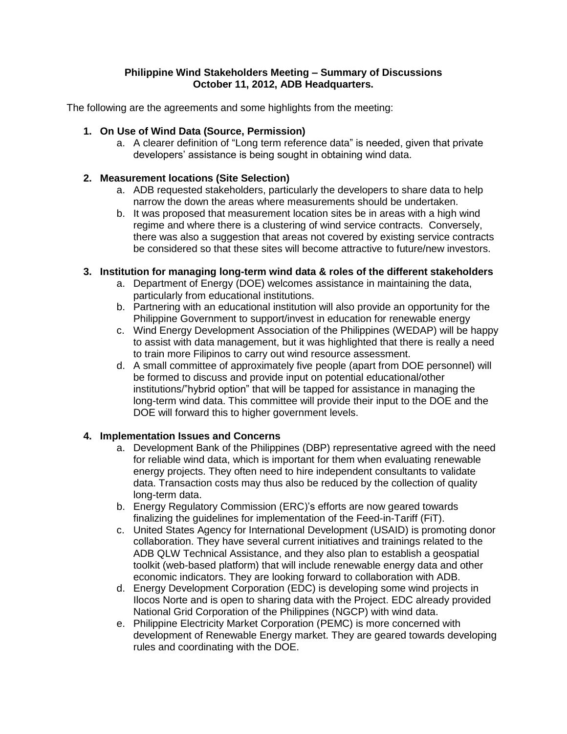**Philippine Wind Stakeholders Meeting – Summary of Discussions**
**October 11, 2012, ADB Headquarters.**

The following are the agreements and some highlights from the meeting:

1. **On Use of Wind Data (Source, Permission)**
   a. A clearer definition of "Long term reference data" is needed, given that private developers' assistance is being sought in obtaining wind data.

2. **Measurement locations (Site Selection)**
   a. ADB requested stakeholders, particularly the developers to share data to help narrow the down the areas where measurements should be undertaken.
   b. It was proposed that measurement location sites be in areas with a high wind regime and where there is a clustering of wind service contracts. Conversely, there was also a suggestion that areas not covered by existing service contracts be considered so that these sites will become attractive to future/new investors.

3. **Institution for managing long-term wind data & roles of the different stakeholders**
   a. Department of Energy (DOE) welcomes assistance in maintaining the data, particularly from educational institutions.
   b. Partnering with an educational institution will also provide an opportunity for the Philippine Government to support/invest in education for renewable energy
   c. Wind Energy Development Association of the Philippines (WEDAP) will be happy to assist with data management, but it was highlighted that there is really a need to train more Filipinos to carry out wind resource assessment.
   d. A small committee of approximately five people (apart from DOE personnel) will be formed to discuss and provide input on potential educational/other institutions/"hybrid option" that will be tapped for assistance in managing the long-term wind data. This committee will provide their input to the DOE and the DOE will forward this to higher government levels.

4. **Implementation Issues and Concerns**
   a. Development Bank of the Philippines (DBP) representative agreed with the need for reliable wind data, which is important for them when evaluating renewable energy projects. They often need to hire independent consultants to validate data. Transaction costs may thus also be reduced by the collection of quality long-term data.
   b. Energy Regulatory Commission (ERC)'s efforts are now geared towards finalizing the guidelines for implementation of the Feed-in-Tariff (FiT).
   c. United States Agency for International Development (USAID) is promoting donor collaboration. They have several current initiatives and trainings related to the ADB QLW Technical Assistance, and they also plan to establish a geospatial toolkit (web-based platform) that will include renewable energy data and other economic indicators. They are looking forward to collaboration with ADB.
   d. Energy Development Corporation (EDC) is developing some wind projects in Ilocos Norte and is open to sharing data with the Project. EDC already provided National Grid Corporation of the Philippines (NGCP) with wind data.
   e. Philippine Electricity Market Corporation (PEMC) is more concerned with development of Renewable Energy market. They are geared towards developing rules and coordinating with the DOE.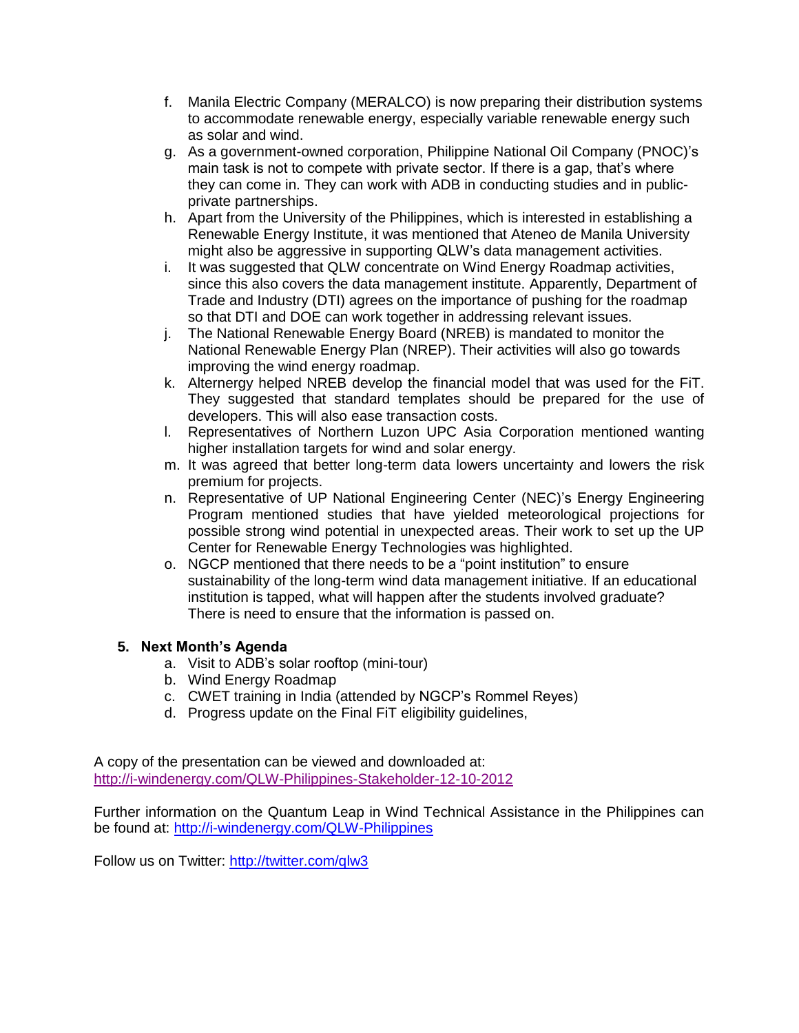f. Manila Electric Company (MERALCO) is now preparing their distribution systems to accommodate renewable energy, especially variable renewable energy such as solar and wind.
g. As a government-owned corporation, Philippine National Oil Company (PNOC)'s main task is not to compete with private sector. If there is a gap, that's where they can come in. They can work with ADB in conducting studies and in public-private partnerships.
h. Apart from the University of the Philippines, which is interested in establishing a Renewable Energy Institute, it was mentioned that Ateneo de Manila University might also be aggressive in supporting QLW's data management activities.
i. It was suggested that QLW concentrate on Wind Energy Roadmap activities, since this also covers the data management institute. Apparently, Department of Trade and Industry (DTI) agrees on the importance of pushing for the roadmap so that DTI and DOE can work together in addressing relevant issues.
j. The National Renewable Energy Board (NREB) is mandated to monitor the National Renewable Energy Plan (NREP). Their activities will also go towards improving the wind energy roadmap.
k. Alternergy helped NREB develop the financial model that was used for the FiT. They suggested that standard templates should be prepared for the use of developers. This will also ease transaction costs.
l. Representatives of Northern Luzon UPC Asia Corporation mentioned wanting higher installation targets for wind and solar energy.
m. It was agreed that better long-term data lowers uncertainty and lowers the risk premium for projects.
n. Representative of UP National Engineering Center (NEC)'s Energy Engineering Program mentioned studies that have yielded meteorological projections for possible strong wind potential in unexpected areas. Their work to set up the UP Center for Renewable Energy Technologies was highlighted.
o. NGCP mentioned that there needs to be a "point institution" to ensure sustainability of the long-term wind data management initiative. If an educational institution is tapped, what will happen after the students involved graduate? There is need to ensure that the information is passed on.

## 5. Next Month's Agenda

a. Visit to ADB's solar rooftop (mini-tour)
b. Wind Energy Roadmap
c. CWET training in India (attended by NGCP's Rommel Reyes)
d. Progress update on the Final FiT eligibility guidelines,

A copy of the presentation can be viewed and downloaded at: http://i-windenergy.com/QLW-Philippines-Stakeholder-12-10-2012

Further information on the Quantum Leap in Wind Technical Assistance in the Philippines can be found at: http://i-windenergy.com/QLW-Philippines

Follow us on Twitter: http://twitter.com/qlw3